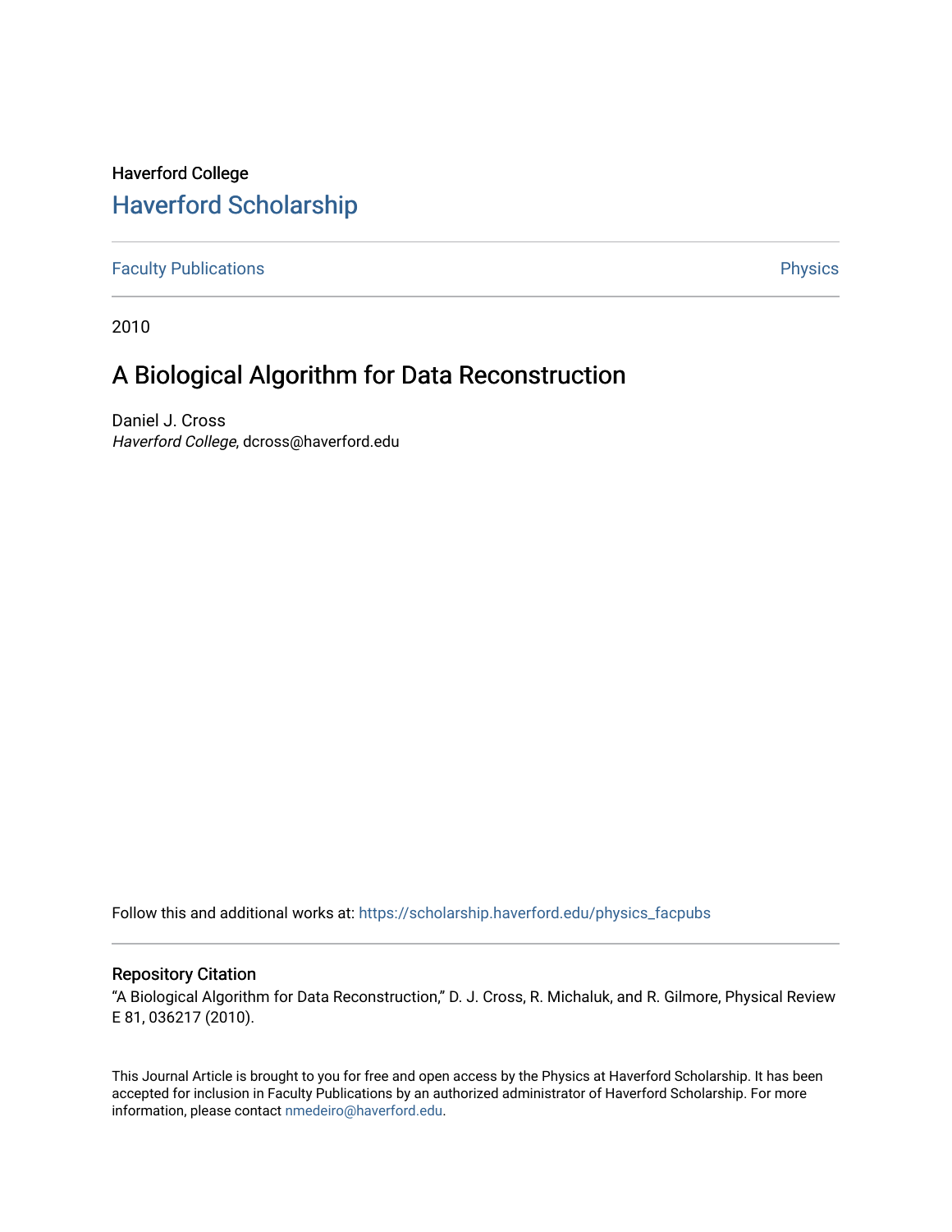Haverford College

## Haverford Scholarship

Faculty Publications

Physics

2010

# A Biological Algorithm for Data Reconstruction

Daniel J. Cross
*Haverford College*, dcross@haverford.edu

Follow this and additional works at: https://scholarship.haverford.edu/physics_facpubs

### Repository Citation

"A Biological Algorithm for Data Reconstruction," D. J. Cross, R. Michaluk, and R. Gilmore, Physical Review E 81, 036217 (2010).

This Journal Article is brought to you for free and open access by the Physics at Haverford Scholarship. It has been accepted for inclusion in Faculty Publications by an authorized administrator of Haverford Scholarship. For more information, please contact nmedeiro@haverford.edu.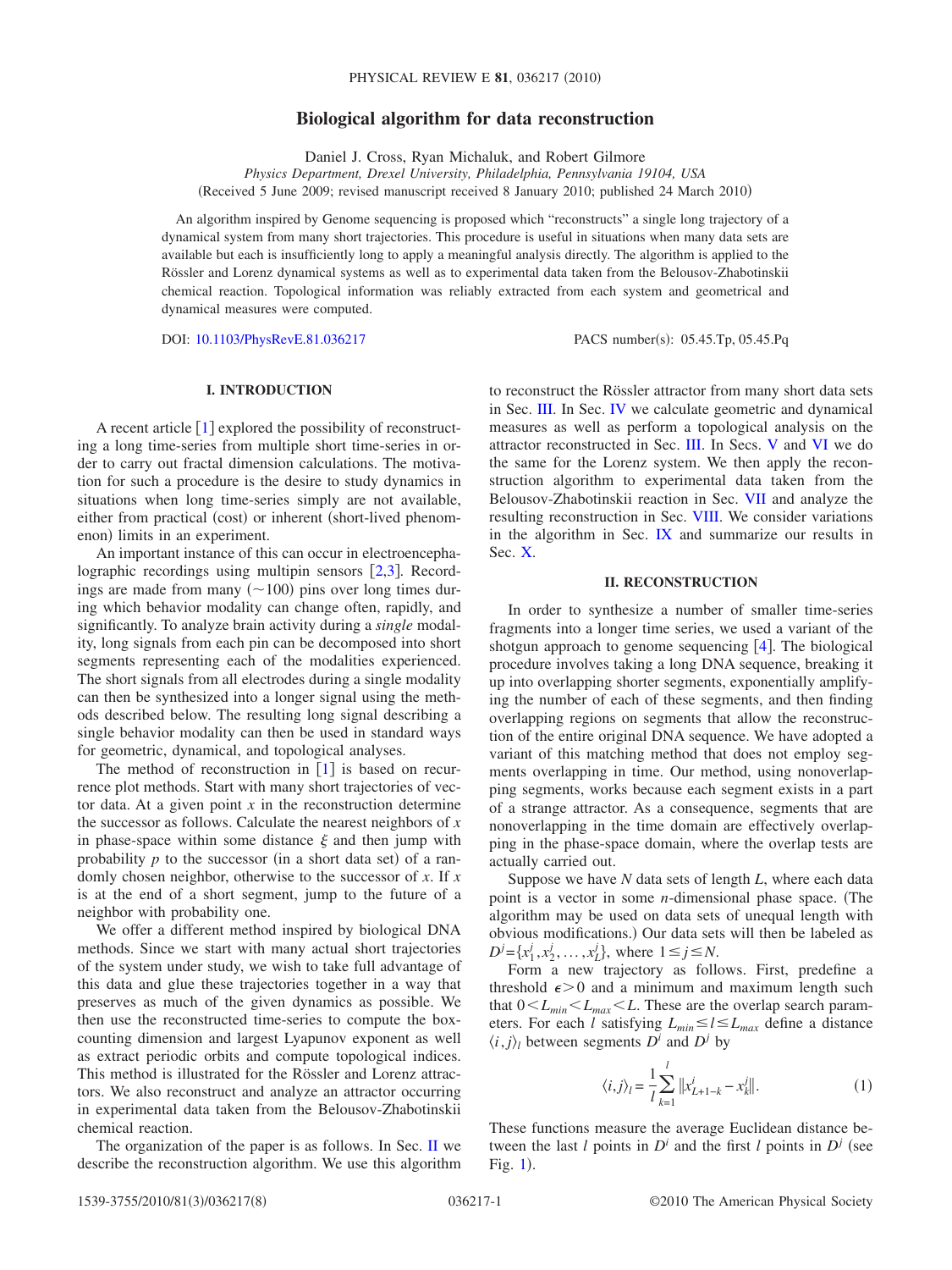# Biological algorithm for data reconstruction

Daniel J. Cross, Ryan Michaluk, and Robert Gilmore

*Physics Department, Drexel University, Philadelphia, Pennsylvania 19104, USA*

(Received 5 June 2009; revised manuscript received 8 January 2010; published 24 March 2010)

An algorithm inspired by Genome sequencing is proposed which "reconstructs" a single long trajectory of a dynamical system from many short trajectories. This procedure is useful in situations when many data sets are available but each is insufficiently long to apply a meaningful analysis directly. The algorithm is applied to the Rössler and Lorenz dynamical systems as well as to experimental data taken from the Belousov-Zhabotinskii chemical reaction. Topological information was reliably extracted from each system and geometrical and dynamical measures were computed.

DOI: 10.1103/PhysRevE.81.036217

PACS number(s): 05.45.Tp, 05.45.Pq

## I. INTRODUCTION

A recent article [1] explored the possibility of reconstructing a long time-series from multiple short time-series in order to carry out fractal dimension calculations. The motivation for such a procedure is the desire to study dynamics in situations when long time-series simply are not available, either from practical (cost) or inherent (short-lived phenomenon) limits in an experiment.

An important instance of this can occur in electroencephalographic recordings using multipin sensors [2,3]. Recordings are made from many (~100) pins over long times during which behavior modality can change often, rapidly, and significantly. To analyze brain activity during a *single* modality, long signals from each pin can be decomposed into short segments representing each of the modalities experienced. The short signals from all electrodes during a single modality can then be synthesized into a longer signal using the methods described below. The resulting long signal describing a single behavior modality can then be used in standard ways for geometric, dynamical, and topological analyses.

The method of reconstruction in [1] is based on recurrence plot methods. Start with many short trajectories of vector data. At a given point $x$ in the reconstruction determine the successor as follows. Calculate the nearest neighbors of $x$ in phase-space within some distance $\xi$ and then jump with probability $p$ to the successor (in a short data set) of a randomly chosen neighbor, otherwise to the successor of $x$. If $x$ is at the end of a short segment, jump to the future of a neighbor with probability one.

We offer a different method inspired by biological DNA methods. Since we start with many actual short trajectories of the system under study, we wish to take full advantage of this data and glue these trajectories together in a way that preserves as much of the given dynamics as possible. We then use the reconstructed time-series to compute the box-counting dimension and largest Lyapunov exponent as well as extract periodic orbits and compute topological indices. This method is illustrated for the Rössler and Lorenz attractors. We also reconstruct and analyze an attractor occurring in experimental data taken from the Belousov-Zhabotinskii chemical reaction.

The organization of the paper is as follows. In Sec. II we describe the reconstruction algorithm. We use this algorithm to reconstruct the Rössler attractor from many short data sets in Sec. III. In Sec. IV we calculate geometric and dynamical measures as well as perform a topological analysis on the attractor reconstructed in Sec. III. In Secs. V and VI we do the same for the Lorenz system. We then apply the reconstruction algorithm to experimental data taken from the Belousov-Zhabotinskii reaction in Sec. VII and analyze the resulting reconstruction in Sec. VIII. We consider variations in the algorithm in Sec. IX and summarize our results in Sec. X.

## II. RECONSTRUCTION

In order to synthesize a number of smaller time-series fragments into a longer time series, we used a variant of the shotgun approach to genome sequencing [4]. The biological procedure involves taking a long DNA sequence, breaking it up into overlapping shorter segments, exponentially amplifying the number of each of these segments, and then finding overlapping regions on segments that allow the reconstruction of the entire original DNA sequence. We have adopted a variant of this matching method that does not employ segments overlapping in time. Our method, using nonoverlapping segments, works because each segment exists in a part of a strange attractor. As a consequence, segments that are nonoverlapping in the time domain are effectively overlapping in the phase-space domain, where the overlap tests are actually carried out.

Suppose we have $N$ data sets of length $L$, where each data point is a vector in some $n$-dimensional phase space. (The algorithm may be used on data sets of unequal length with obvious modifications.) Our data sets will then be labeled as $D^j = \{x_1^j, x_2^j, \ldots, x_L^j\}$, where $1 \leq j \leq N$.

Form a new trajectory as follows. First, predefine a threshold $\epsilon > 0$ and a minimum and maximum length such that $0 < L_{min} < L_{max} < L$. These are the overlap search parameters. For each $l$ satisfying $L_{min} \leq l \leq L_{max}$ define a distance $\langle i,j \rangle_l$ between segments $D^i$ and $D^j$ by

$$\langle i,j \rangle_l = \frac{1}{l} \sum_{k=1}^{l} \| x_{L+1-k}^i - x_k^j \|. \tag{1}$$

These functions measure the average Euclidean distance between the last $l$ points in $D^i$ and the first $l$ points in $D^j$ (see Fig. 1).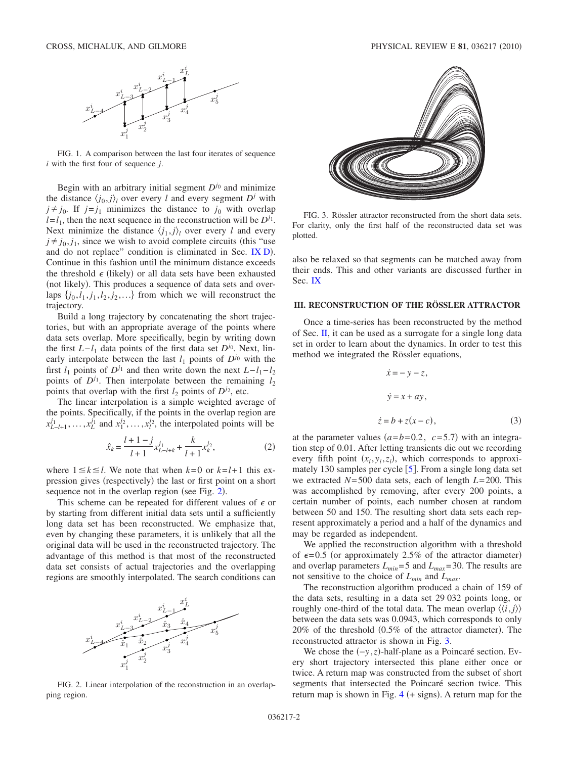FIG. 1. A comparison between the last four iterates of sequence $i$ with the first four of sequence $j$.

Begin with an arbitrary initial segment $D^{j_0}$ and minimize the distance $\langle j_0, j\rangle_l$ over every $l$ and every segment $D^j$ with $j \neq j_0$. If $j = j_1$ minimizes the distance to $j_0$ with overlap $l = l_1$, then the next sequence in the reconstruction will be $D^{j_1}$. Next minimize the distance $\langle j_1, j\rangle_l$ over every $l$ and every $j \neq j_0, j_1$, since we wish to avoid complete circuits (this "use and do not replace" condition is eliminated in Sec. IX D). Continue in this fashion until the minimum distance exceeds the threshold $\epsilon$ (likely) or all data sets have been exhausted (not likely). This produces a sequence of data sets and overlaps $\{j_0, l_1, j_1, l_2, j_2, \ldots\}$ from which we will reconstruct the trajectory.

Build a long trajectory by concatenating the short trajectories, but with an appropriate average of the points where data sets overlap. More specifically, begin by writing down the first $L - l_1$ data points of the first data set $D^{j_0}$. Next, linearly interpolate between the last $l_1$ points of $D^{j_0}$ with the first $l_1$ points of $D^{j_1}$ and then write down the next $L - l_1 - l_2$ points of $D^{j_1}$. Then interpolate between the remaining $l_2$ points that overlap with the first $l_2$ points of $D^{j_2}$, etc.

The linear interpolation is a simple weighted average of the points. Specifically, if the points in the overlap region are $x^{j_1}_{L-l+1}, \ldots, x^{j_1}_{L}$ and $x^{j_2}_1, \ldots, x^{j_2}_l$, the interpolated points will be

$$\hat{x}_k = \frac{l+1-j}{l+1} x^{j_1}_{L-l+k} + \frac{k}{l+1} x^{j_2}_k, \tag{2}$$

where $1 \leq k \leq l$. We note that when $k=0$ or $k=l+1$ this expression gives (respectively) the last or first point on a short sequence not in the overlap region (see Fig. 2).

This scheme can be repeated for different values of $\epsilon$ or by starting from different initial data sets until a sufficiently long data set has been reconstructed. We emphasize that, even by changing these parameters, it is unlikely that all the original data will be used in the reconstructed trajectory. The advantage of this method is that most of the reconstructed data set consists of actual trajectories and the overlapping regions are smoothly interpolated. The search conditions can also be relaxed so that segments can be matched away from their ends. This and other variants are discussed further in Sec. IX

FIG. 2. Linear interpolation of the reconstruction in an overlapping region.

FIG. 3. Rössler attractor reconstructed from the short data sets. For clarity, only the first half of the reconstructed data set was plotted.

## III. RECONSTRUCTION OF THE RÖSSLER ATTRACTOR

Once a time-series has been reconstructed by the method of Sec. II, it can be used as a surrogate for a single long data set in order to learn about the dynamics. In order to test this method we integrated the Rössler equations,

$$\dot{x} = -y - z,$$

$$\dot{y} = x + ay,$$

$$\dot{z} = b + z(x - c), \tag{3}$$

at the parameter values ($a=b=0.2$, $c=5.7$) with an integration step of 0.01. After letting transients die out we recording every fifth point $(x_i, y_i, z_i)$, which corresponds to approximately 130 samples per cycle [5]. From a single long data set we extracted $N=500$ data sets, each of length $L=200$. This was accomplished by removing, after every 200 points, a certain number of points, each number chosen at random between 50 and 150. The resulting short data sets each represent approximately a period and a half of the dynamics and may be regarded as independent.

We applied the reconstruction algorithm with a threshold of $\epsilon=0.5$ (or approximately 2.5% of the attractor diameter) and overlap parameters $L_{min}=5$ and $L_{max}=30$. The results are not sensitive to the choice of $L_{min}$ and $L_{max}$.

The reconstruction algorithm produced a chain of 159 of the data sets, resulting in a data set 29 032 points long, or roughly one-third of the total data. The mean overlap $\langle\langle i, j\rangle\rangle$ between the data sets was 0.0943, which corresponds to only 20% of the threshold (0.5% of the attractor diameter). The reconstructed attractor is shown in Fig. 3.

We chose the $(-y, z)$-half-plane as a Poincaré section. Every short trajectory intersected this plane either once or twice. A return map was constructed from the subset of short segments that intersected the Poincaré section twice. This return map is shown in Fig. 4 (+ signs). A return map for the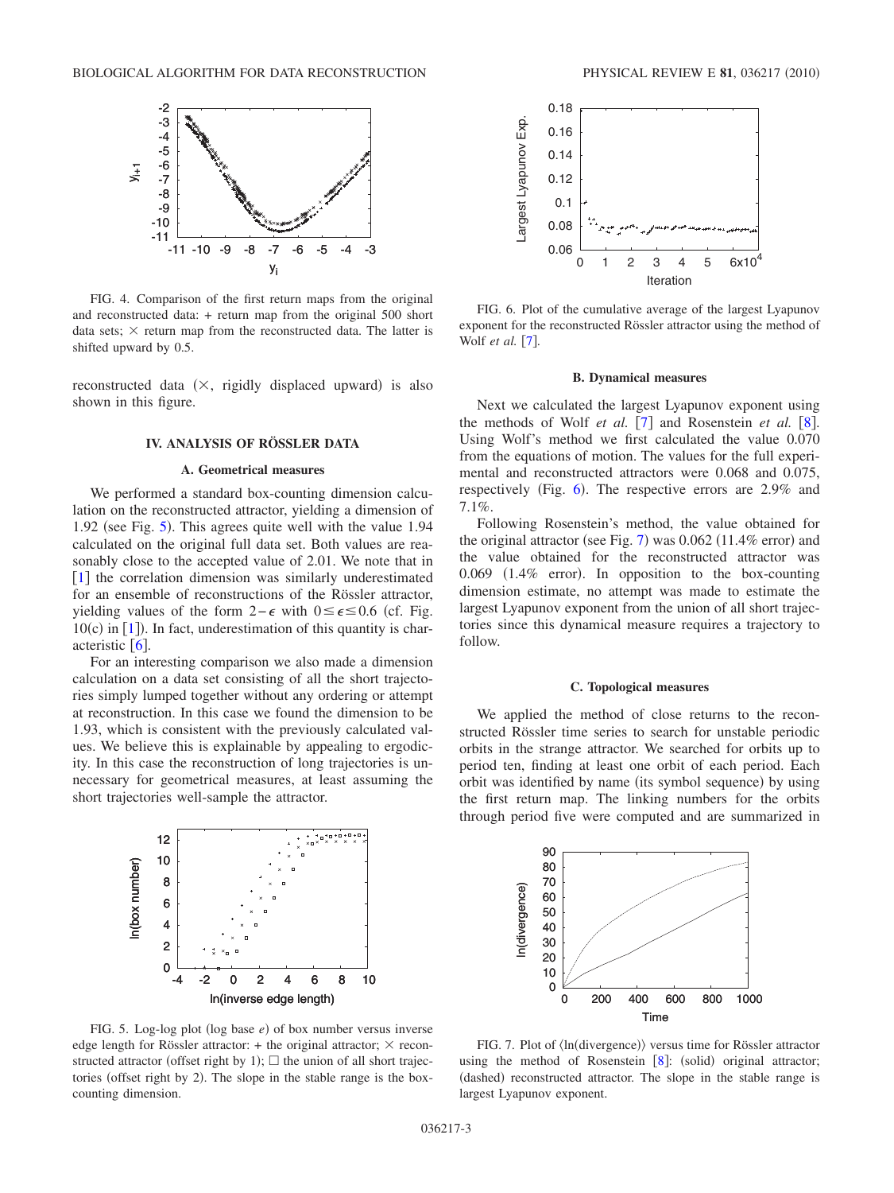FIG. 4. Comparison of the first return maps from the original and reconstructed data: + return map from the original 500 short data sets; × return map from the reconstructed data. The latter is shifted upward by 0.5.

reconstructed data (×, rigidly displaced upward) is also shown in this figure.

## IV. ANALYSIS OF RÖSSLER DATA

### A. Geometrical measures

We performed a standard box-counting dimension calculation on the reconstructed attractor, yielding a dimension of 1.92 (see Fig. 5). This agrees quite well with the value 1.94 calculated on the original full data set. Both values are reasonably close to the accepted value of 2.01. We note that in [1] the correlation dimension was similarly underestimated for an ensemble of reconstructions of the Rössler attractor, yielding values of the form $2-\epsilon$ with $0 \leq \epsilon \leq 0.6$ (cf. Fig. 10(c) in [1]). In fact, underestimation of this quantity is characteristic [6].

For an interesting comparison we also made a dimension calculation on a data set consisting of all the short trajectories simply lumped together without any ordering or attempt at reconstruction. In this case we found the dimension to be 1.93, which is consistent with the previously calculated values. We believe this is explainable by appealing to ergodicity. In this case the reconstruction of long trajectories is unnecessary for geometrical measures, at least assuming the short trajectories well-sample the attractor.

FIG. 5. Log-log plot (log base $e$) of box number versus inverse edge length for Rössler attractor: + the original attractor; × reconstructed attractor (offset right by 1); □ the union of all short trajectories (offset right by 2). The slope in the stable range is the box-counting dimension.

FIG. 6. Plot of the cumulative average of the largest Lyapunov exponent for the reconstructed Rössler attractor using the method of Wolf *et al.* [7].

### B. Dynamical measures

Next we calculated the largest Lyapunov exponent using the methods of Wolf *et al.* [7] and Rosenstein *et al.* [8]. Using Wolf's method we first calculated the value 0.070 from the equations of motion. The values for the full experimental and reconstructed attractors were 0.068 and 0.075, respectively (Fig. 6). The respective errors are 2.9% and 7.1%.

Following Rosenstein's method, the value obtained for the original attractor (see Fig. 7) was 0.062 (11.4% error) and the value obtained for the reconstructed attractor was 0.069 (1.4% error). In opposition to the box-counting dimension estimate, no attempt was made to estimate the largest Lyapunov exponent from the union of all short trajectories since this dynamical measure requires a trajectory to follow.

### C. Topological measures

We applied the method of close returns to the reconstructed Rössler time series to search for unstable periodic orbits in the strange attractor. We searched for orbits up to period ten, finding at least one orbit of each period. Each orbit was identified by name (its symbol sequence) by using the first return map. The linking numbers for the orbits through period five were computed and are summarized in

FIG. 7. Plot of ⟨ln(divergence)⟩ versus time for Rössler attractor using the method of Rosenstein [8]: (solid) original attractor; (dashed) reconstructed attractor. The slope in the stable range is largest Lyapunov exponent.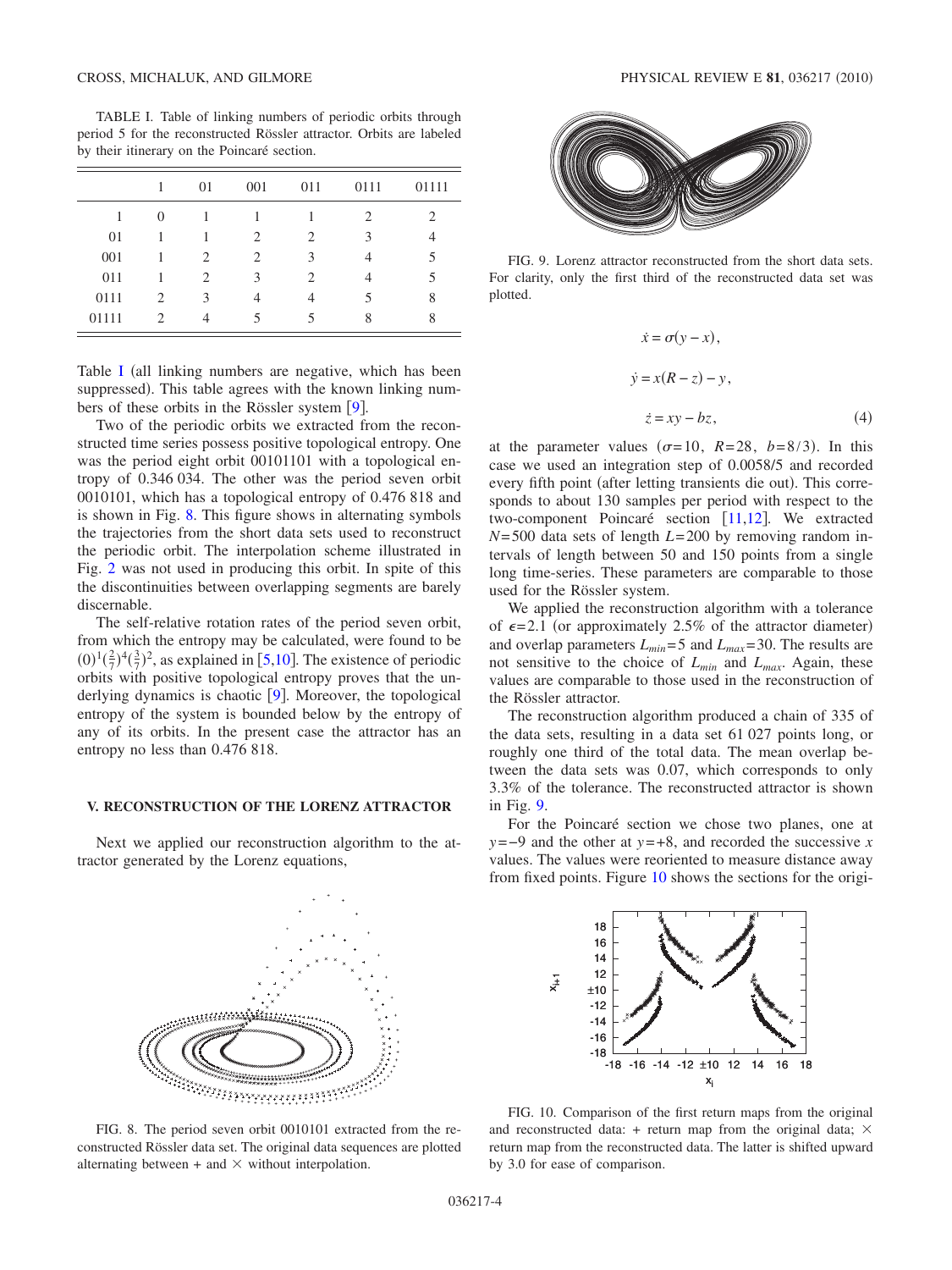TABLE I. Table of linking numbers of periodic orbits through period 5 for the reconstructed Rössler attractor. Orbits are labeled by their itinerary on the Poincaré section.

| | 1 | 01 | 001 | 011 | 0111 | 01111 |
|---|---|---|---|---|---|---|
| 1 | 0 | 1 | 1 | 1 | 2 | 2 |
| 01 | 1 | 1 | 2 | 2 | 3 | 4 |
| 001 | 1 | 2 | 2 | 3 | 4 | 5 |
| 011 | 1 | 2 | 3 | 2 | 4 | 5 |
| 0111 | 2 | 3 | 4 | 4 | 5 | 8 |
| 01111 | 2 | 4 | 5 | 5 | 8 | 8 |

Table I (all linking numbers are negative, which has been suppressed). This table agrees with the known linking numbers of these orbits in the Rössler system [9].

Two of the periodic orbits we extracted from the reconstructed time series possess positive topological entropy. One was the period eight orbit 00101101 with a topological entropy of 0.346 034. The other was the period seven orbit 0010101, which has a topological entropy of 0.476 818 and is shown in Fig. 8. This figure shows in alternating symbols the trajectories from the short data sets used to reconstruct the periodic orbit. The interpolation scheme illustrated in Fig. 2 was not used in producing this orbit. In spite of this the discontinuities between overlapping segments are barely discernable.

The self-relative rotation rates of the period seven orbit, from which the entropy may be calculated, were found to be $(0)^1(\frac{2}{7})^4(\frac{3}{7})^2$, as explained in [5,10]. The existence of periodic orbits with positive topological entropy proves that the underlying dynamics is chaotic [9]. Moreover, the topological entropy of the system is bounded below by the entropy of any of its orbits. In the present case the attractor has an entropy no less than 0.476 818.

FIG. 8. The period seven orbit 0010101 extracted from the reconstructed Rössler data set. The original data sequences are plotted alternating between + and × without interpolation.

## V. RECONSTRUCTION OF THE LORENZ ATTRACTOR

Next we applied our reconstruction algorithm to the attractor generated by the Lorenz equations,

FIG. 9. Lorenz attractor reconstructed from the short data sets. For clarity, only the first third of the reconstructed data set was plotted.

$$\dot{x} = \sigma(y - x),$$

$$\dot{y} = x(R - z) - y,$$

$$\dot{z} = xy - bz, \tag{4}$$

at the parameter values $(\sigma=10,\ R=28,\ b=8/3)$. In this case we used an integration step of 0.0058/5 and recorded every fifth point (after letting transients die out). This corresponds to about 130 samples per period with respect to the two-component Poincaré section [11,12]. We extracted $N=500$ data sets of length $L=200$ by removing random intervals of length between 50 and 150 points from a single long time-series. These parameters are comparable to those used for the Rössler system.

We applied the reconstruction algorithm with a tolerance of $\epsilon=2.1$ (or approximately 2.5% of the attractor diameter) and overlap parameters $L_{min}=5$ and $L_{max}=30$. The results are not sensitive to the choice of $L_{min}$ and $L_{max}$. Again, these values are comparable to those used in the reconstruction of the Rössler attractor.

The reconstruction algorithm produced a chain of 335 of the data sets, resulting in a data set 61 027 points long, or roughly one third of the total data. The mean overlap between the data sets was 0.07, which corresponds to only 3.3% of the tolerance. The reconstructed attractor is shown in Fig. 9.

For the Poincaré section we chose two planes, one at $y=-9$ and the other at $y=+8$, and recorded the successive $x$ values. The values were reoriented to measure distance away from fixed points. Figure 10 shows the sections for the origi-

FIG. 10. Comparison of the first return maps from the original and reconstructed data: + return map from the original data; × return map from the reconstructed data. The latter is shifted upward by 3.0 for ease of comparison.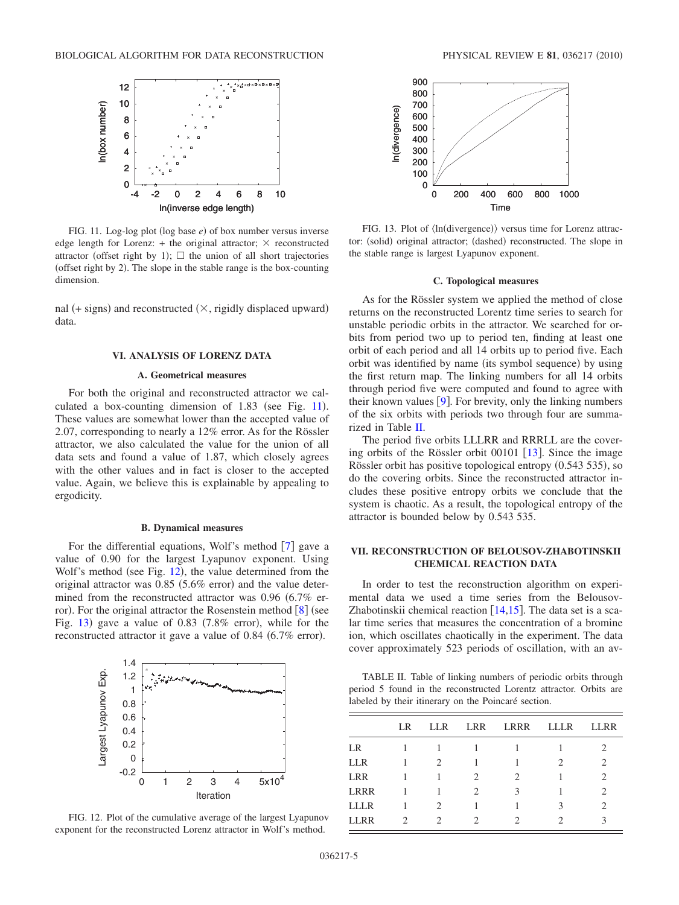FIG. 11. Log-log plot (log base $e$) of box number versus inverse edge length for Lorenz: + the original attractor; $\times$ reconstructed attractor (offset right by 1); $\square$ the union of all short trajectories (offset right by 2). The slope in the stable range is the box-counting dimension.

nal (+ signs) and reconstructed ($\times$, rigidly displaced upward) data.

## VI. ANALYSIS OF LORENZ DATA

### A. Geometrical measures

For both the original and reconstructed attractor we calculated a box-counting dimension of 1.83 (see Fig. 11). These values are somewhat lower than the accepted value of 2.07, corresponding to nearly a 12% error. As for the Rössler attractor, we also calculated the value for the union of all data sets and found a value of 1.87, which closely agrees with the other values and in fact is closer to the accepted value. Again, we believe this is explainable by appealing to ergodicity.

### B. Dynamical measures

For the differential equations, Wolf's method [7] gave a value of 0.90 for the largest Lyapunov exponent. Using Wolf's method (see Fig. 12), the value determined from the original attractor was 0.85 (5.6% error) and the value determined from the reconstructed attractor was 0.96 (6.7% error). For the original attractor the Rosenstein method [8] (see Fig. 13) gave a value of 0.83 (7.8% error), while for the reconstructed attractor it gave a value of 0.84 (6.7% error).

FIG. 12. Plot of the cumulative average of the largest Lyapunov exponent for the reconstructed Lorenz attractor in Wolf's method.

FIG. 13. Plot of $\langle \ln(\text{divergence}) \rangle$ versus time for Lorenz attractor: (solid) original attractor; (dashed) reconstructed. The slope in the stable range is largest Lyapunov exponent.

### C. Topological measures

As for the Rössler system we applied the method of close returns on the reconstructed Lorentz time series to search for unstable periodic orbits in the attractor. We searched for orbits from period two up to period ten, finding at least one orbit of each period and all 14 orbits up to period five. Each orbit was identified by name (its symbol sequence) by using the first return map. The linking numbers for all 14 orbits through period five were computed and found to agree with their known values [9]. For brevity, only the linking numbers of the six orbits with periods two through four are summarized in Table II.

The period five orbits LLLRR and RRRLL are the covering orbits of the Rössler orbit 00101 [13]. Since the image Rössler orbit has positive topological entropy (0.543 535), so do the covering orbits. Since the reconstructed attractor includes these positive entropy orbits we conclude that the system is chaotic. As a result, the topological entropy of the attractor is bounded below by 0.543 535.

## VII. RECONSTRUCTION OF BELOUSOV-ZHABOTINSKII CHEMICAL REACTION DATA

In order to test the reconstruction algorithm on experimental data we used a time series from the Belousov-Zhabotinskii chemical reaction [14,15]. The data set is a scalar time series that measures the concentration of a bromine ion, which oscillates chaotically in the experiment. The data cover approximately 523 periods of oscillation, with an av-

TABLE II. Table of linking numbers of periodic orbits through period 5 found in the reconstructed Lorentz attractor. Orbits are labeled by their itinerary on the Poincaré section.

| | LR | LLR | LRR | LRRR | LLLR | LLRR |
|---|---|---|---|---|---|---|
| LR | 1 | 1 | 1 | 1 | 1 | 2 |
| LLR | 1 | 2 | 1 | 1 | 2 | 2 |
| LRR | 1 | 1 | 2 | 2 | 1 | 2 |
| LRRR | 1 | 1 | 2 | 3 | 1 | 2 |
| LLLR | 1 | 2 | 1 | 1 | 3 | 2 |
| LLRR | 2 | 2 | 2 | 2 | 2 | 3 |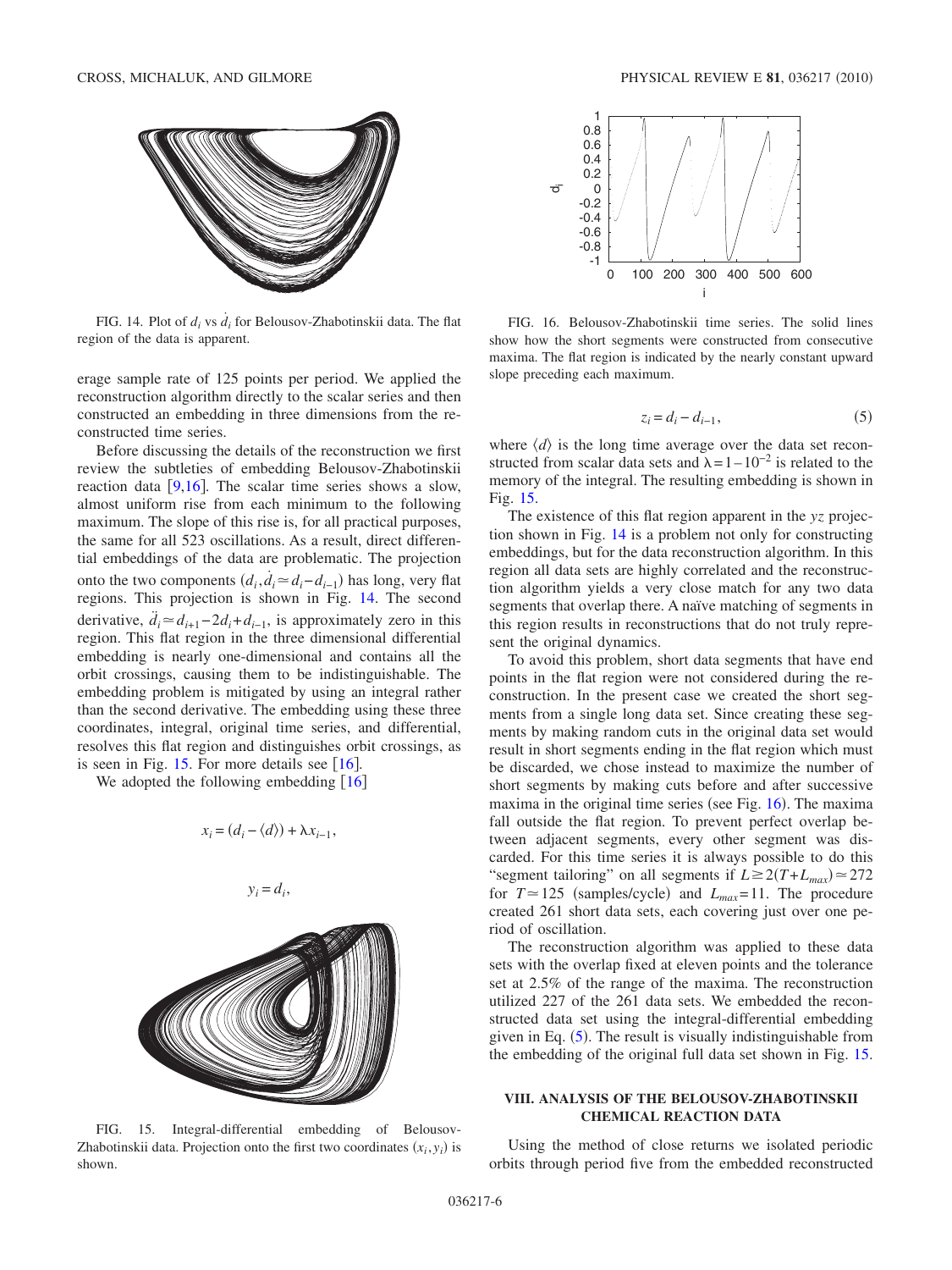FIG. 14. Plot of $d_i$ vs $\dot{d}_i$ for Belousov-Zhabotinskii data. The flat region of the data is apparent.

erage sample rate of 125 points per period. We applied the reconstruction algorithm directly to the scalar series and then constructed an embedding in three dimensions from the reconstructed time series.

Before discussing the details of the reconstruction we first review the subtleties of embedding Belousov-Zhabotinskii reaction data [9,16]. The scalar time series shows a slow, almost uniform rise from each minimum to the following maximum. The slope of this rise is, for all practical purposes, the same for all 523 oscillations. As a result, direct differential embeddings of the data are problematic. The projection onto the two components $(d_i, \dot{d}_i \simeq d_i - d_{i-1})$ has long, very flat regions. This projection is shown in Fig. 14. The second derivative, $\ddot{d}_i \simeq d_{i+1} - 2d_i + d_{i-1}$, is approximately zero in this region. This flat region in the three dimensional differential embedding is nearly one-dimensional and contains all the orbit crossings, causing them to be indistinguishable. The embedding problem is mitigated by using an integral rather than the second derivative. The embedding using these three coordinates, integral, original time series, and differential, resolves this flat region and distinguishes orbit crossings, as is seen in Fig. 15. For more details see [16].

We adopted the following embedding [16]

$$x_i = (d_i - \langle d \rangle) + \lambda x_{i-1},$$

$$y_i = d_i,$$

$$z_i = d_i - d_{i-1}, \tag{5}$$

where $\langle d \rangle$ is the long time average over the data set reconstructed from scalar data sets and $\lambda = 1 - 10^{-2}$ is related to the memory of the integral. The resulting embedding is shown in Fig. 15.

FIG. 15. Integral-differential embedding of Belousov-Zhabotinskii data. Projection onto the first two coordinates $(x_i, y_i)$ is shown.

FIG. 16. Belousov-Zhabotinskii time series. The solid lines show how the short segments were constructed from consecutive maxima. The flat region is indicated by the nearly constant upward slope preceding each maximum.

The existence of this flat region apparent in the $yz$ projection shown in Fig. 14 is a problem not only for constructing embeddings, but for the data reconstruction algorithm. In this region all data sets are highly correlated and the reconstruction algorithm yields a very close match for any two data segments that overlap there. A naïve matching of segments in this region results in reconstructions that do not truly represent the original dynamics.

To avoid this problem, short data segments that have end points in the flat region were not considered during the reconstruction. In the present case we created the short segments from a single long data set. Since creating these segments by making random cuts in the original data set would result in short segments ending in the flat region which must be discarded, we chose instead to maximize the number of short segments by making cuts before and after successive maxima in the original time series (see Fig. 16). The maxima fall outside the flat region. To prevent perfect overlap between adjacent segments, every other segment was discarded. For this time series it is always possible to do this "segment tailoring" on all segments if $L \gtrsim 2(T + L_{max}) \simeq 272$ for $T \simeq 125$ (samples/cycle) and $L_{max} = 11$. The procedure created 261 short data sets, each covering just over one period of oscillation.

The reconstruction algorithm was applied to these data sets with the overlap fixed at eleven points and the tolerance set at 2.5% of the range of the maxima. The reconstruction utilized 227 of the 261 data sets. We embedded the reconstructed data set using the integral-differential embedding given in Eq. (5). The result is visually indistinguishable from the embedding of the original full data set shown in Fig. 15.

## VIII. ANALYSIS OF THE BELOUSOV-ZHABOTINSKII CHEMICAL REACTION DATA

Using the method of close returns we isolated periodic orbits through period five from the embedded reconstructed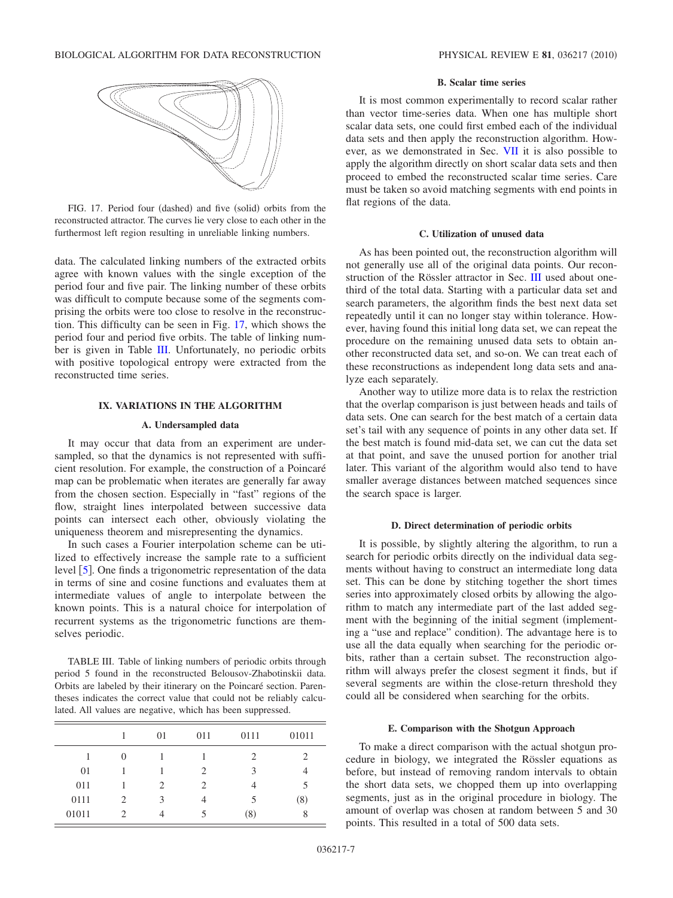FIG. 17. Period four (dashed) and five (solid) orbits from the reconstructed attractor. The curves lie very close to each other in the furthermost left region resulting in unreliable linking numbers.

data. The calculated linking numbers of the extracted orbits agree with known values with the single exception of the period four and five pair. The linking number of these orbits was difficult to compute because some of the segments comprising the orbits were too close to resolve in the reconstruction. This difficulty can be seen in Fig. 17, which shows the period four and period five orbits. The table of linking number is given in Table III. Unfortunately, no periodic orbits with positive topological entropy were extracted from the reconstructed time series.

## IX. VARIATIONS IN THE ALGORITHM

### A. Undersampled data

It may occur that data from an experiment are undersampled, so that the dynamics is not represented with sufficient resolution. For example, the construction of a Poincaré map can be problematic when iterates are generally far away from the chosen section. Especially in "fast" regions of the flow, straight lines interpolated between successive data points can intersect each other, obviously violating the uniqueness theorem and misrepresenting the dynamics.

In such cases a Fourier interpolation scheme can be utilized to effectively increase the sample rate to a sufficient level [5]. One finds a trigonometric representation of the data in terms of sine and cosine functions and evaluates them at intermediate values of angle to interpolate between the known points. This is a natural choice for interpolation of recurrent systems as the trigonometric functions are themselves periodic.

TABLE III. Table of linking numbers of periodic orbits through period 5 found in the reconstructed Belousov-Zhabotinskii data. Orbits are labeled by their itinerary on the Poincaré section. Parentheses indicates the correct value that could not be reliably calculated. All values are negative, which has been suppressed.

| | 1 | 01 | 011 | 0111 | 01011 |
|---|---|---|---|---|---|
| 1 | 0 | 1 | 1 | 2 | 2 |
| 01 | 1 | 1 | 2 | 3 | 4 |
| 011 | 1 | 2 | 2 | 4 | 5 |
| 0111 | 2 | 3 | 4 | 5 | (8) |
| 01011 | 2 | 4 | 5 | (8) | 8 |

### B. Scalar time series

It is most common experimentally to record scalar rather than vector time-series data. When one has multiple short scalar data sets, one could first embed each of the individual data sets and then apply the reconstruction algorithm. However, as we demonstrated in Sec. VII it is also possible to apply the algorithm directly on short scalar data sets and then proceed to embed the reconstructed scalar time series. Care must be taken so avoid matching segments with end points in flat regions of the data.

### C. Utilization of unused data

As has been pointed out, the reconstruction algorithm will not generally use all of the original data points. Our reconstruction of the Rössler attractor in Sec. III used about one-third of the total data. Starting with a particular data set and search parameters, the algorithm finds the best next data set repeatedly until it can no longer stay within tolerance. However, having found this initial long data set, we can repeat the procedure on the remaining unused data sets to obtain another reconstructed data set, and so-on. We can treat each of these reconstructions as independent long data sets and analyze each separately.

Another way to utilize more data is to relax the restriction that the overlap comparison is just between heads and tails of data sets. One can search for the best match of a certain data set's tail with any sequence of points in any other data set. If the best match is found mid-data set, we can cut the data set at that point, and save the unused portion for another trial later. This variant of the algorithm would also tend to have smaller average distances between matched sequences since the search space is larger.

### D. Direct determination of periodic orbits

It is possible, by slightly altering the algorithm, to run a search for periodic orbits directly on the individual data segments without having to construct an intermediate long data set. This can be done by stitching together the short times series into approximately closed orbits by allowing the algorithm to match any intermediate part of the last added segment with the beginning of the initial segment (implementing a "use and replace" condition). The advantage here is to use all the data equally when searching for the periodic orbits, rather than a certain subset. The reconstruction algorithm will always prefer the closest segment it finds, but if several segments are within the close-return threshold they could all be considered when searching for the orbits.

### E. Comparison with the Shotgun Approach

To make a direct comparison with the actual shotgun procedure in biology, we integrated the Rössler equations as before, but instead of removing random intervals to obtain the short data sets, we chopped them up into overlapping segments, just as in the original procedure in biology. The amount of overlap was chosen at random between 5 and 30 points. This resulted in a total of 500 data sets.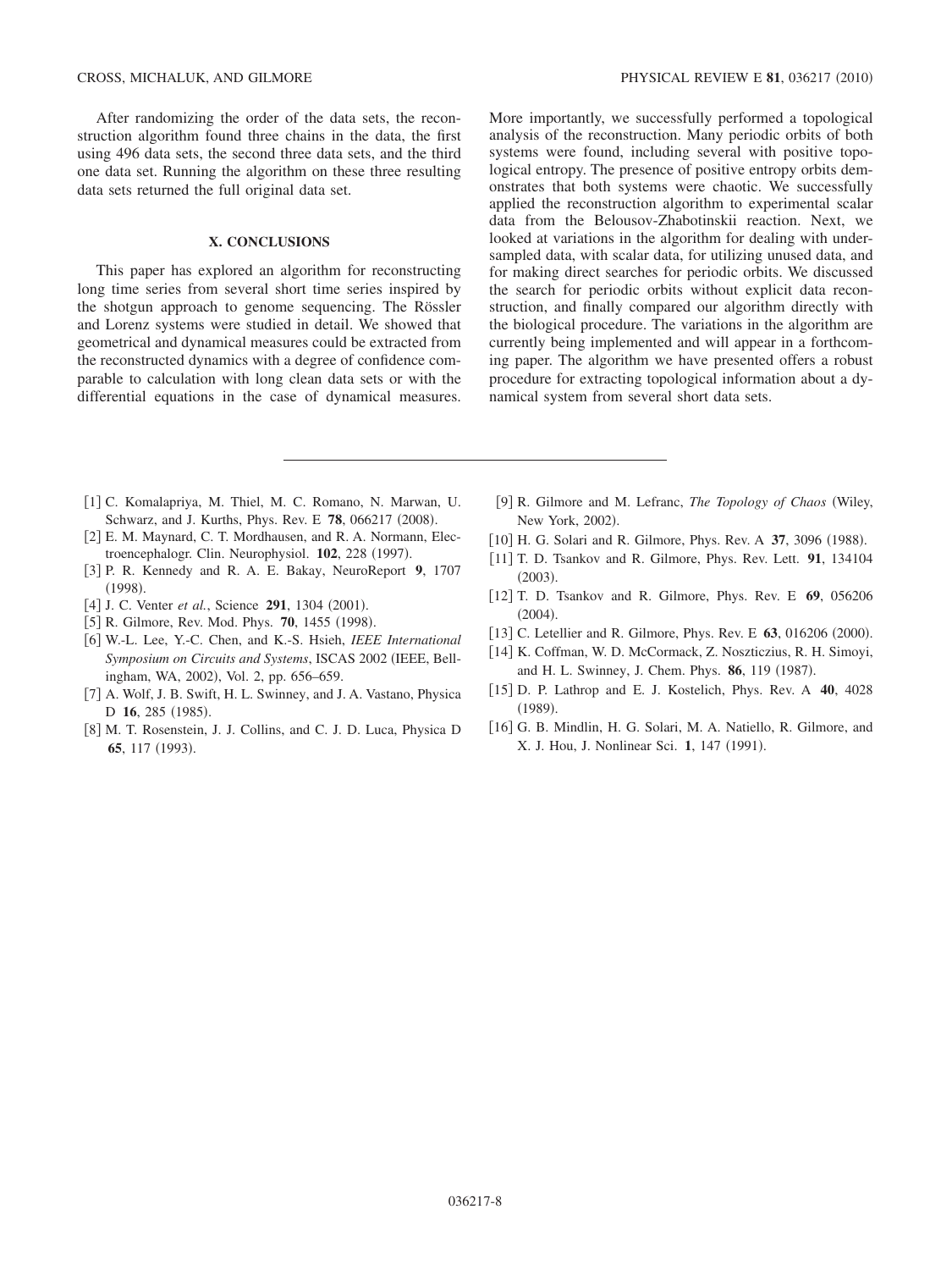After randomizing the order of the data sets, the reconstruction algorithm found three chains in the data, the first using 496 data sets, the second three data sets, and the third one data set. Running the algorithm on these three resulting data sets returned the full original data set.

## X. CONCLUSIONS

This paper has explored an algorithm for reconstructing long time series from several short time series inspired by the shotgun approach to genome sequencing. The Rössler and Lorenz systems were studied in detail. We showed that geometrical and dynamical measures could be extracted from the reconstructed dynamics with a degree of confidence comparable to calculation with long clean data sets or with the differential equations in the case of dynamical measures. More importantly, we successfully performed a topological analysis of the reconstruction. Many periodic orbits of both systems were found, including several with positive topological entropy. The presence of positive entropy orbits demonstrates that both systems were chaotic. We successfully applied the reconstruction algorithm to experimental scalar data from the Belousov-Zhabotinskii reaction. Next, we looked at variations in the algorithm for dealing with undersampled data, with scalar data, for utilizing unused data, and for making direct searches for periodic orbits. We discussed the search for periodic orbits without explicit data reconstruction, and finally compared our algorithm directly with the biological procedure. The variations in the algorithm are currently being implemented and will appear in a forthcoming paper. The algorithm we have presented offers a robust procedure for extracting topological information about a dynamical system from several short data sets.

---

[1] C. Komalapriya, M. Thiel, M. C. Romano, N. Marwan, U. Schwarz, and J. Kurths, Phys. Rev. E **78**, 066217 (2008).

[2] E. M. Maynard, C. T. Mordhausen, and R. A. Normann, Electroencephalogr. Clin. Neurophysiol. **102**, 228 (1997).

[3] P. R. Kennedy and R. A. E. Bakay, NeuroReport **9**, 1707 (1998).

[4] J. C. Venter *et al.*, Science **291**, 1304 (2001).

[5] R. Gilmore, Rev. Mod. Phys. **70**, 1455 (1998).

[6] W.-L. Lee, Y.-C. Chen, and K.-S. Hsieh, *IEEE International Symposium on Circuits and Systems*, ISCAS 2002 (IEEE, Bellingham, WA, 2002), Vol. 2, pp. 656–659.

[7] A. Wolf, J. B. Swift, H. L. Swinney, and J. A. Vastano, Physica D **16**, 285 (1985).

[8] M. T. Rosenstein, J. J. Collins, and C. J. D. Luca, Physica D **65**, 117 (1993).

[9] R. Gilmore and M. Lefranc, *The Topology of Chaos* (Wiley, New York, 2002).

[10] H. G. Solari and R. Gilmore, Phys. Rev. A **37**, 3096 (1988).

[11] T. D. Tsankov and R. Gilmore, Phys. Rev. Lett. **91**, 134104 (2003).

[12] T. D. Tsankov and R. Gilmore, Phys. Rev. E **69**, 056206 (2004).

[13] C. Letellier and R. Gilmore, Phys. Rev. E **63**, 016206 (2000).

[14] K. Coffman, W. D. McCormack, Z. Noszticzius, R. H. Simoyi, and H. L. Swinney, J. Chem. Phys. **86**, 119 (1987).

[15] D. P. Lathrop and E. J. Kostelich, Phys. Rev. A **40**, 4028 (1989).

[16] G. B. Mindlin, H. G. Solari, M. A. Natiello, R. Gilmore, and X. J. Hou, J. Nonlinear Sci. **1**, 147 (1991).